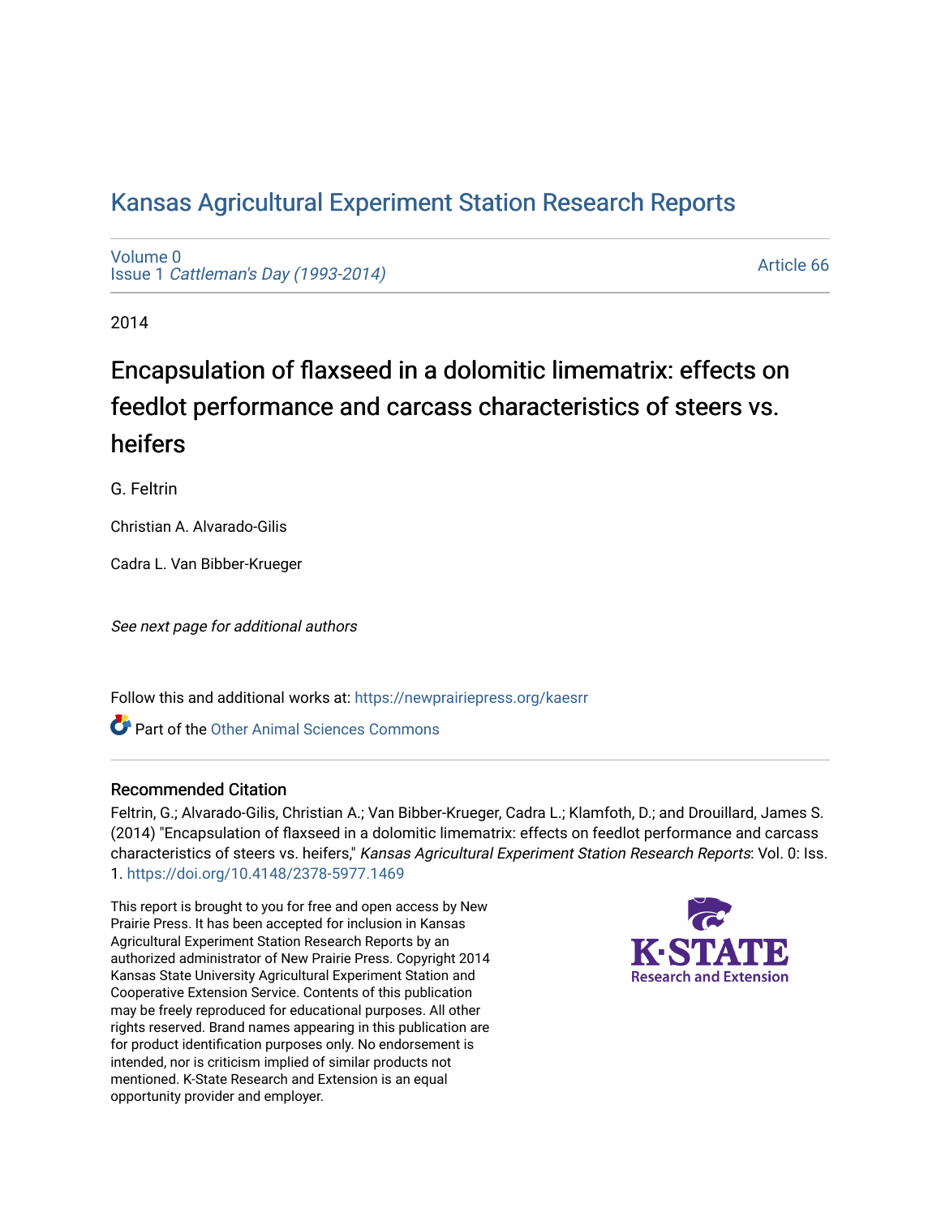# Kansas Agricultural Experiment Station Research Reports

Volume 0
Issue 1 *Cattleman's Day (1993-2014)*

Article 66

2014

## Encapsulation of flaxseed in a dolomitic limematrix: effects on feedlot performance and carcass characteristics of steers vs. heifers

G. Feltrin

Christian A. Alvarado-Gilis

Cadra L. Van Bibber-Krueger

*See next page for additional authors*

Follow this and additional works at: https://newprairiepress.org/kaesrr

Part of the Other Animal Sciences Commons

### Recommended Citation

Feltrin, G.; Alvarado-Gilis, Christian A.; Van Bibber-Krueger, Cadra L.; Klamfoth, D.; and Drouillard, James S. (2014) "Encapsulation of flaxseed in a dolomitic limematrix: effects on feedlot performance and carcass characteristics of steers vs. heifers," *Kansas Agricultural Experiment Station Research Reports*: Vol. 0: Iss. 1. https://doi.org/10.4148/2378-5977.1469

This report is brought to you for free and open access by New Prairie Press. It has been accepted for inclusion in Kansas Agricultural Experiment Station Research Reports by an authorized administrator of New Prairie Press. Copyright 2014 Kansas State University Agricultural Experiment Station and Cooperative Extension Service. Contents of this publication may be freely reproduced for educational purposes. All other rights reserved. Brand names appearing in this publication are for product identification purposes only. No endorsement is intended, nor is criticism implied of similar products not mentioned. K-State Research and Extension is an equal opportunity provider and employer.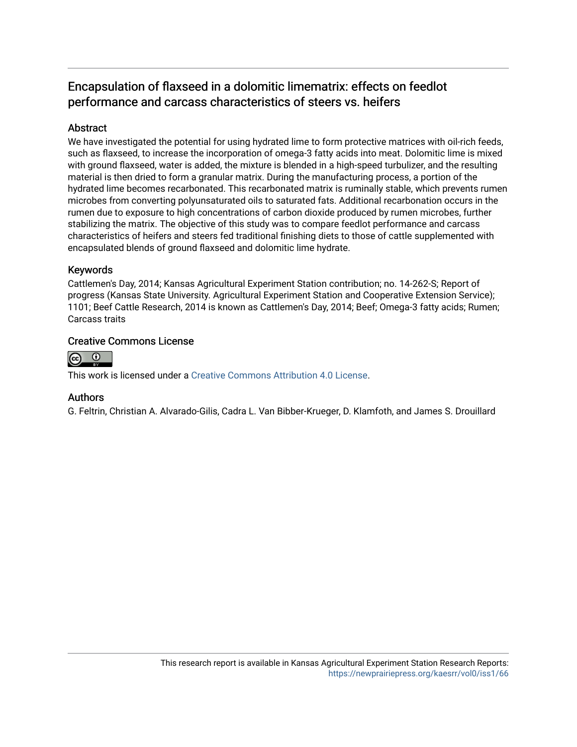## Encapsulation of flaxseed in a dolomitic limematrix: effects on feedlot performance and carcass characteristics of steers vs. heifers

### Abstract

We have investigated the potential for using hydrated lime to form protective matrices with oil-rich feeds, such as flaxseed, to increase the incorporation of omega-3 fatty acids into meat. Dolomitic lime is mixed with ground flaxseed, water is added, the mixture is blended in a high-speed turbulizer, and the resulting material is then dried to form a granular matrix. During the manufacturing process, a portion of the hydrated lime becomes recarbonated. This recarbonated matrix is ruminally stable, which prevents rumen microbes from converting polyunsaturated oils to saturated fats. Additional recarbonation occurs in the rumen due to exposure to high concentrations of carbon dioxide produced by rumen microbes, further stabilizing the matrix. The objective of this study was to compare feedlot performance and carcass characteristics of heifers and steers fed traditional finishing diets to those of cattle supplemented with encapsulated blends of ground flaxseed and dolomitic lime hydrate.

### Keywords

Cattlemen's Day, 2014; Kansas Agricultural Experiment Station contribution; no. 14-262-S; Report of progress (Kansas State University. Agricultural Experiment Station and Cooperative Extension Service); 1101; Beef Cattle Research, 2014 is known as Cattlemen's Day, 2014; Beef; Omega-3 fatty acids; Rumen; Carcass traits

### Creative Commons License

This work is licensed under a Creative Commons Attribution 4.0 License.

### Authors

G. Feltrin, Christian A. Alvarado-Gilis, Cadra L. Van Bibber-Krueger, D. Klamfoth, and James S. Drouillard

This research report is available in Kansas Agricultural Experiment Station Research Reports: https://newprairiepress.org/kaesrr/vol0/iss1/66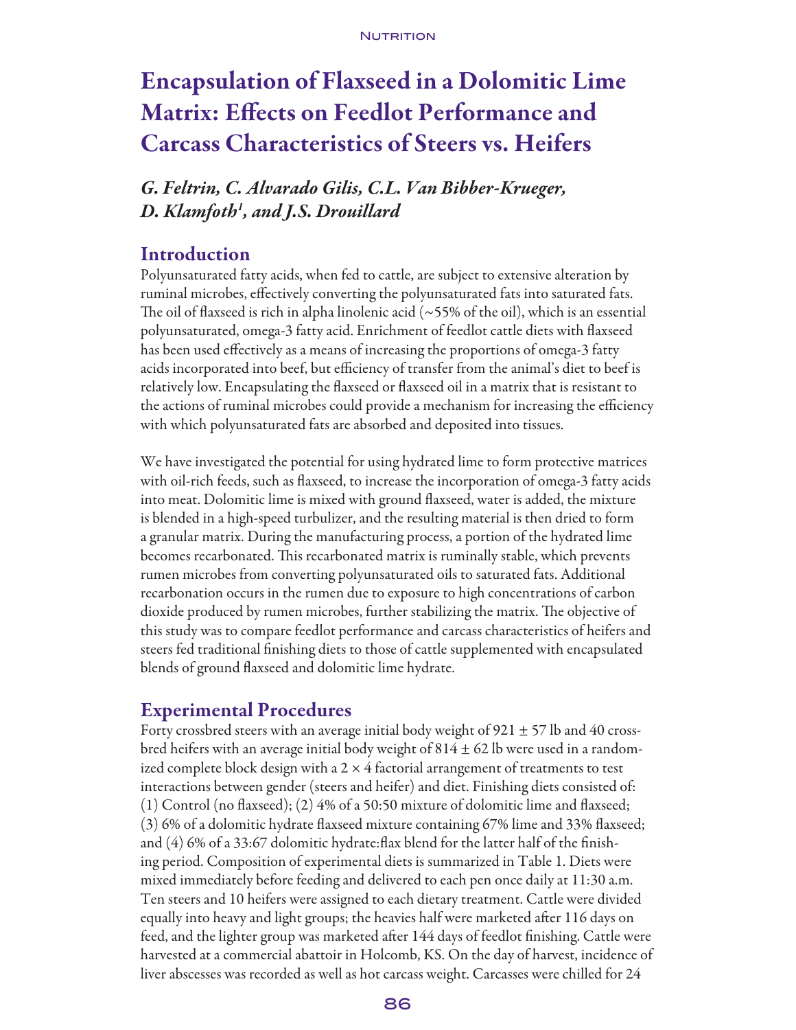# Encapsulation of Flaxseed in a Dolomitic Lime Matrix: Effects on Feedlot Performance and Carcass Characteristics of Steers vs. Heifers

*G. Feltrin, C. Alvarado Gilis, C.L. Van Bibber-Krueger, D. Klamfoth[1], and J.S. Drouillard*

## Introduction

Polyunsaturated fatty acids, when fed to cattle, are subject to extensive alteration by ruminal microbes, effectively converting the polyunsaturated fats into saturated fats. The oil of flaxseed is rich in alpha linolenic acid (~55% of the oil), which is an essential polyunsaturated, omega-3 fatty acid. Enrichment of feedlot cattle diets with flaxseed has been used effectively as a means of increasing the proportions of omega-3 fatty acids incorporated into beef, but efficiency of transfer from the animal's diet to beef is relatively low. Encapsulating the flaxseed or flaxseed oil in a matrix that is resistant to the actions of ruminal microbes could provide a mechanism for increasing the efficiency with which polyunsaturated fats are absorbed and deposited into tissues.

We have investigated the potential for using hydrated lime to form protective matrices with oil-rich feeds, such as flaxseed, to increase the incorporation of omega-3 fatty acids into meat. Dolomitic lime is mixed with ground flaxseed, water is added, the mixture is blended in a high-speed turbulizer, and the resulting material is then dried to form a granular matrix. During the manufacturing process, a portion of the hydrated lime becomes recarbonated. This recarbonated matrix is ruminally stable, which prevents rumen microbes from converting polyunsaturated oils to saturated fats. Additional recarbonation occurs in the rumen due to exposure to high concentrations of carbon dioxide produced by rumen microbes, further stabilizing the matrix. The objective of this study was to compare feedlot performance and carcass characteristics of heifers and steers fed traditional finishing diets to those of cattle supplemented with encapsulated blends of ground flaxseed and dolomitic lime hydrate.

## Experimental Procedures

Forty crossbred steers with an average initial body weight of 921 ± 57 lb and 40 crossbred heifers with an average initial body weight of 814 ± 62 lb were used in a randomized complete block design with a 2 × 4 factorial arrangement of treatments to test interactions between gender (steers and heifer) and diet. Finishing diets consisted of: (1) Control (no flaxseed); (2) 4% of a 50:50 mixture of dolomitic lime and flaxseed; (3) 6% of a dolomitic hydrate flaxseed mixture containing 67% lime and 33% flaxseed; and (4) 6% of a 33:67 dolomitic hydrate:flax blend for the latter half of the finishing period. Composition of experimental diets is summarized in Table 1. Diets were mixed immediately before feeding and delivered to each pen once daily at 11:30 a.m. Ten steers and 10 heifers were assigned to each dietary treatment. Cattle were divided equally into heavy and light groups; the heavies half were marketed after 116 days on feed, and the lighter group was marketed after 144 days of feedlot finishing. Cattle were harvested at a commercial abattoir in Holcomb, KS. On the day of harvest, incidence of liver abscesses was recorded as well as hot carcass weight. Carcasses were chilled for 24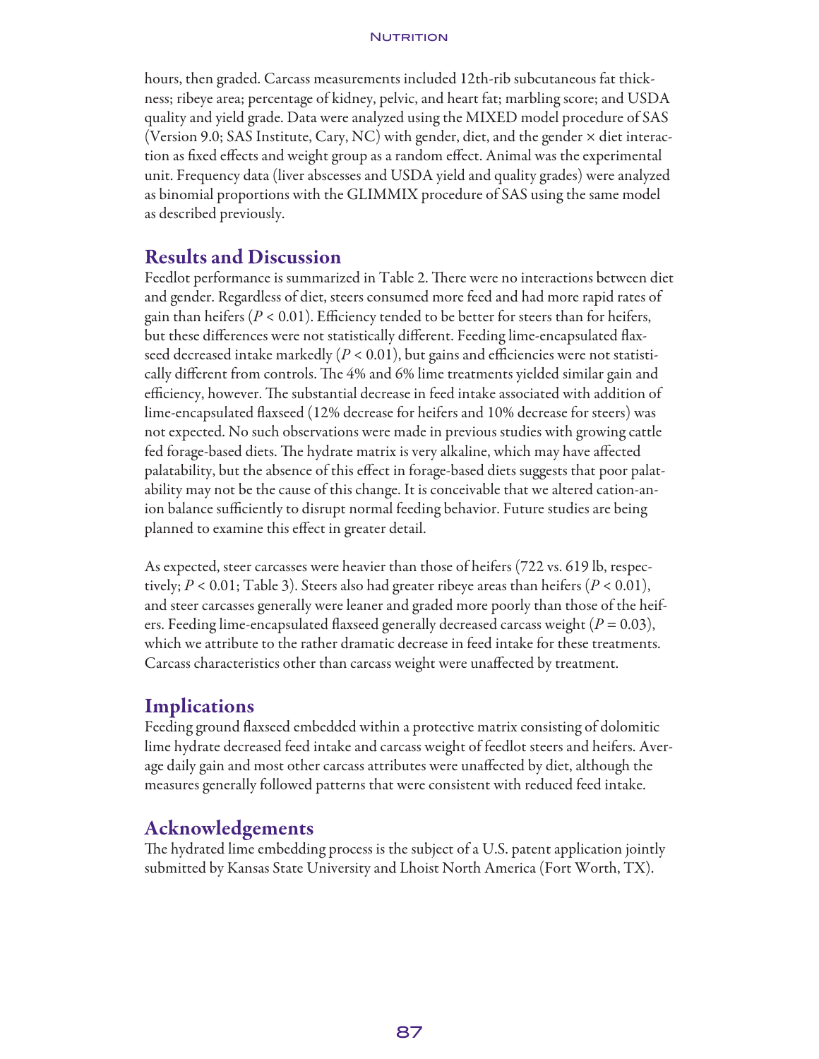hours, then graded. Carcass measurements included 12th-rib subcutaneous fat thickness; ribeye area; percentage of kidney, pelvic, and heart fat; marbling score; and USDA quality and yield grade. Data were analyzed using the MIXED model procedure of SAS (Version 9.0; SAS Institute, Cary, NC) with gender, diet, and the gender × diet interaction as fixed effects and weight group as a random effect. Animal was the experimental unit. Frequency data (liver abscesses and USDA yield and quality grades) were analyzed as binomial proportions with the GLIMMIX procedure of SAS using the same model as described previously.

## Results and Discussion

Feedlot performance is summarized in Table 2. There were no interactions between diet and gender. Regardless of diet, steers consumed more feed and had more rapid rates of gain than heifers ($P < 0.01$). Efficiency tended to be better for steers than for heifers, but these differences were not statistically different. Feeding lime-encapsulated flaxseed decreased intake markedly ($P < 0.01$), but gains and efficiencies were not statistically different from controls. The 4% and 6% lime treatments yielded similar gain and efficiency, however. The substantial decrease in feed intake associated with addition of lime-encapsulated flaxseed (12% decrease for heifers and 10% decrease for steers) was not expected. No such observations were made in previous studies with growing cattle fed forage-based diets. The hydrate matrix is very alkaline, which may have affected palatability, but the absence of this effect in forage-based diets suggests that poor palatability may not be the cause of this change. It is conceivable that we altered cation-anion balance sufficiently to disrupt normal feeding behavior. Future studies are being planned to examine this effect in greater detail.

As expected, steer carcasses were heavier than those of heifers (722 vs. 619 lb, respectively; $P < 0.01$; Table 3). Steers also had greater ribeye areas than heifers ($P < 0.01$), and steer carcasses generally were leaner and graded more poorly than those of the heifers. Feeding lime-encapsulated flaxseed generally decreased carcass weight ($P = 0.03$), which we attribute to the rather dramatic decrease in feed intake for these treatments. Carcass characteristics other than carcass weight were unaffected by treatment.

## Implications

Feeding ground flaxseed embedded within a protective matrix consisting of dolomitic lime hydrate decreased feed intake and carcass weight of feedlot steers and heifers. Average daily gain and most other carcass attributes were unaffected by diet, although the measures generally followed patterns that were consistent with reduced feed intake.

## Acknowledgements

The hydrated lime embedding process is the subject of a U.S. patent application jointly submitted by Kansas State University and Lhoist North America (Fort Worth, TX).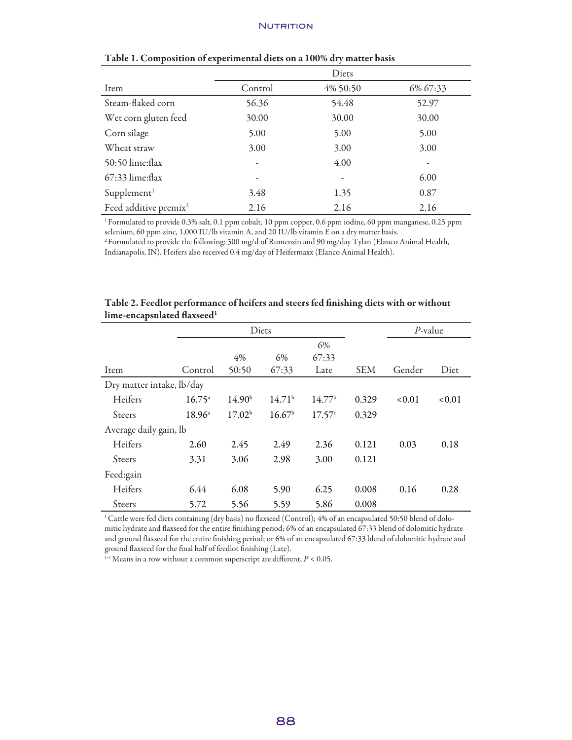**Table 1. Composition of experimental diets on a 100% dry matter basis**

| Item | Diets | | |
|---|---|---|---|
| | Control | 4% 50:50 | 6% 67:33 |
| Steam-flaked corn | 56.36 | 54.48 | 52.97 |
| Wet corn gluten feed | 30.00 | 30.00 | 30.00 |
| Corn silage | 5.00 | 5.00 | 5.00 |
| Wheat straw | 3.00 | 3.00 | 3.00 |
| 50:50 lime:flax | - | 4.00 | - |
| 67:33 lime:flax | - | - | 6.00 |
| Supplement[1] | 3.48 | 1.35 | 0.87 |
| Feed additive premix[2] | 2.16 | 2.16 | 2.16 |

[1] Formulated to provide 0.3% salt, 0.1 ppm cobalt, 10 ppm copper, 0.6 ppm iodine, 60 ppm manganese, 0.25 ppm selenium, 60 ppm zinc, 1,000 IU/lb vitamin A, and 20 IU/lb vitamin E on a dry matter basis.
[2] Formulated to provide the following: 300 mg/d of Rumensin and 90 mg/day Tylan (Elanco Animal Health, Indianapolis, IN). Heifers also received 0.4 mg/day of Heifermaxx (Elanco Animal Health).

**Table 2. Feedlot performance of heifers and steers fed finishing diets with or without lime-encapsulated flaxseed[1]**

| Item | Diets | | | | | *P*-value | |
|---|---|---|---|---|---|---|---|
| | Control | 4% 50:50 | 6% 67:33 | 6% 67:33 Late | SEM | Gender | Diet |
| Dry matter intake, lb/day | | | | | | | |
| Heifers | 16.75[a] | 14.90[b] | 14.71[b] | 14.77[b] | 0.329 | <0.01 | <0.01 |
| Steers | 18.96[a] | 17.02[b] | 16.67[b] | 17.57[c] | 0.329 | | |
| Average daily gain, lb | | | | | | | |
| Heifers | 2.60 | 2.45 | 2.49 | 2.36 | 0.121 | 0.03 | 0.18 |
| Steers | 3.31 | 3.06 | 2.98 | 3.00 | 0.121 | | |
| Feed:gain | | | | | | | |
| Heifers | 6.44 | 6.08 | 5.90 | 6.25 | 0.008 | 0.16 | 0.28 |
| Steers | 5.72 | 5.56 | 5.59 | 5.86 | 0.008 | | |

[1] Cattle were fed diets containing (dry basis) no flaxseed (Control); 4% of an encapsulated 50:50 blend of dolomitic hydrate and flaxseed for the entire finishing period; 6% of an encapsulated 67:33 blend of dolomitic hydrate and ground flaxseed for the entire finishing period; or 6% of an encapsulated 67:33 blend of dolomitic hydrate and ground flaxseed for the final half of feedlot finishing (Late).
[a–c] Means in a row without a common superscript are different, $P < 0.05$.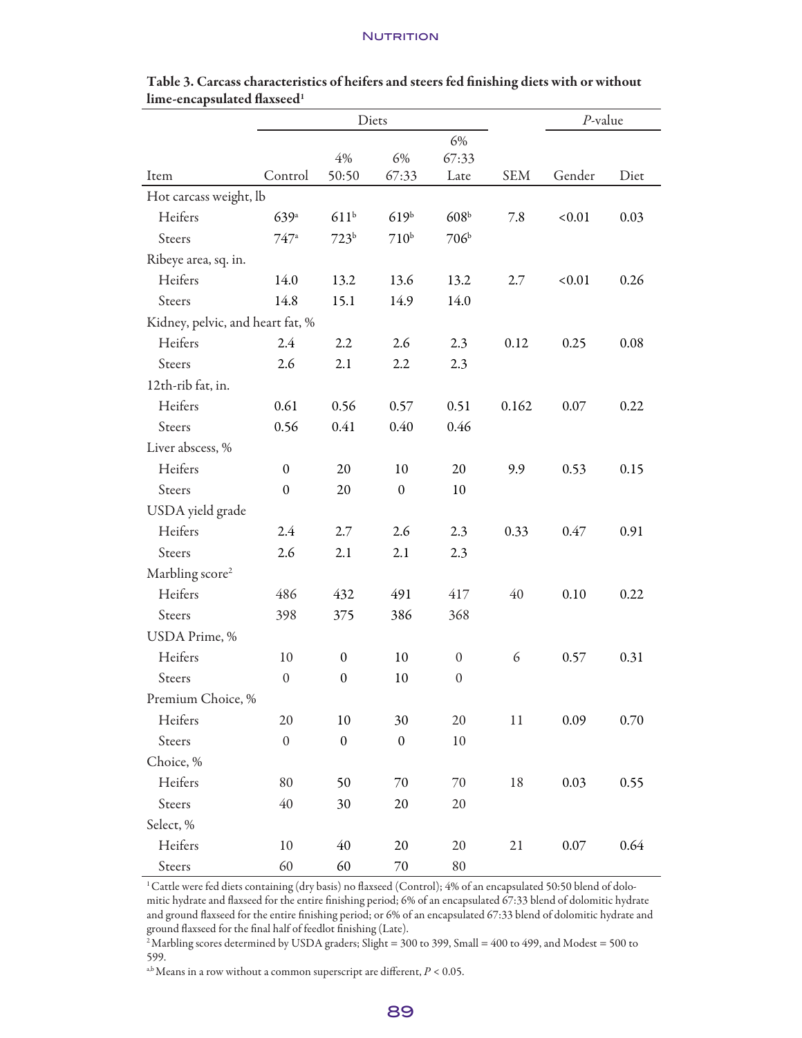**Table 3. Carcass characteristics of heifers and steers fed finishing diets with or without lime-encapsulated flaxseed[1]**

| | Diets | | | | | *P*-value | |
|---|---|---|---|---|---|---|---|
| Item | Control | 4% 50:50 | 6% 67:33 | 6% 67:33 Late | SEM | Gender | Diet |
| Hot carcass weight, lb | | | | | | | |
| Heifers | 639[a] | 611[b] | 619[b] | 608[b] | 7.8 | <0.01 | 0.03 |
| Steers | 747[a] | 723[b] | 710[b] | 706[b] | | | |
| Ribeye area, sq. in. | | | | | | | |
| Heifers | 14.0 | 13.2 | 13.6 | 13.2 | 2.7 | <0.01 | 0.26 |
| Steers | 14.8 | 15.1 | 14.9 | 14.0 | | | |
| Kidney, pelvic, and heart fat, % | | | | | | | |
| Heifers | 2.4 | 2.2 | 2.6 | 2.3 | 0.12 | 0.25 | 0.08 |
| Steers | 2.6 | 2.1 | 2.2 | 2.3 | | | |
| 12th-rib fat, in. | | | | | | | |
| Heifers | 0.61 | 0.56 | 0.57 | 0.51 | 0.162 | 0.07 | 0.22 |
| Steers | 0.56 | 0.41 | 0.40 | 0.46 | | | |
| Liver abscess, % | | | | | | | |
| Heifers | 0 | 20 | 10 | 20 | 9.9 | 0.53 | 0.15 |
| Steers | 0 | 20 | 0 | 10 | | | |
| USDA yield grade | | | | | | | |
| Heifers | 2.4 | 2.7 | 2.6 | 2.3 | 0.33 | 0.47 | 0.91 |
| Steers | 2.6 | 2.1 | 2.1 | 2.3 | | | |
| Marbling score[2] | | | | | | | |
| Heifers | 486 | 432 | 491 | 417 | 40 | 0.10 | 0.22 |
| Steers | 398 | 375 | 386 | 368 | | | |
| USDA Prime, % | | | | | | | |
| Heifers | 10 | 0 | 10 | 0 | 6 | 0.57 | 0.31 |
| Steers | 0 | 0 | 10 | 0 | | | |
| Premium Choice, % | | | | | | | |
| Heifers | 20 | 10 | 30 | 20 | 11 | 0.09 | 0.70 |
| Steers | 0 | 0 | 0 | 10 | | | |
| Choice, % | | | | | | | |
| Heifers | 80 | 50 | 70 | 70 | 18 | 0.03 | 0.55 |
| Steers | 40 | 30 | 20 | 20 | | | |
| Select, % | | | | | | | |
| Heifers | 10 | 40 | 20 | 20 | 21 | 0.07 | 0.64 |
| Steers | 60 | 60 | 70 | 80 | | | |

[1] Cattle were fed diets containing (dry basis) no flaxseed (Control); 4% of an encapsulated 50:50 blend of dolomitic hydrate and flaxseed for the entire finishing period; 6% of an encapsulated 67:33 blend of dolomitic hydrate and ground flaxseed for the entire finishing period; or 6% of an encapsulated 67:33 blend of dolomitic hydrate and ground flaxseed for the final half of feedlot finishing (Late).

[2] Marbling scores determined by USDA graders; Slight = 300 to 399, Small = 400 to 499, and Modest = 500 to 599.

[a,b] Means in a row without a common superscript are different, $P < 0.05$.